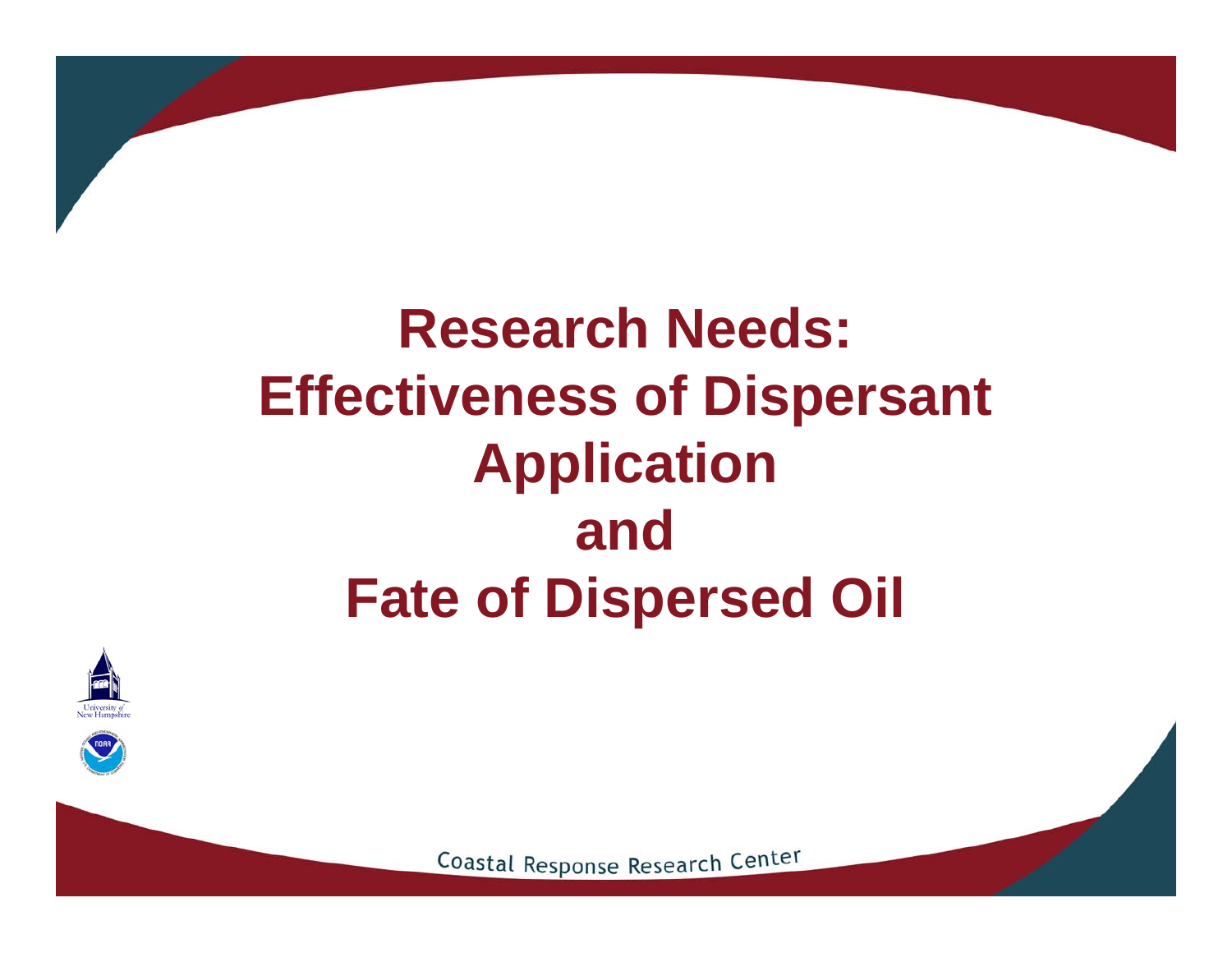# Research Needs: Effectiveness of Dispersant Application and Fate of Dispersed Oil

University of New Hampshire

Coastal Response Research Center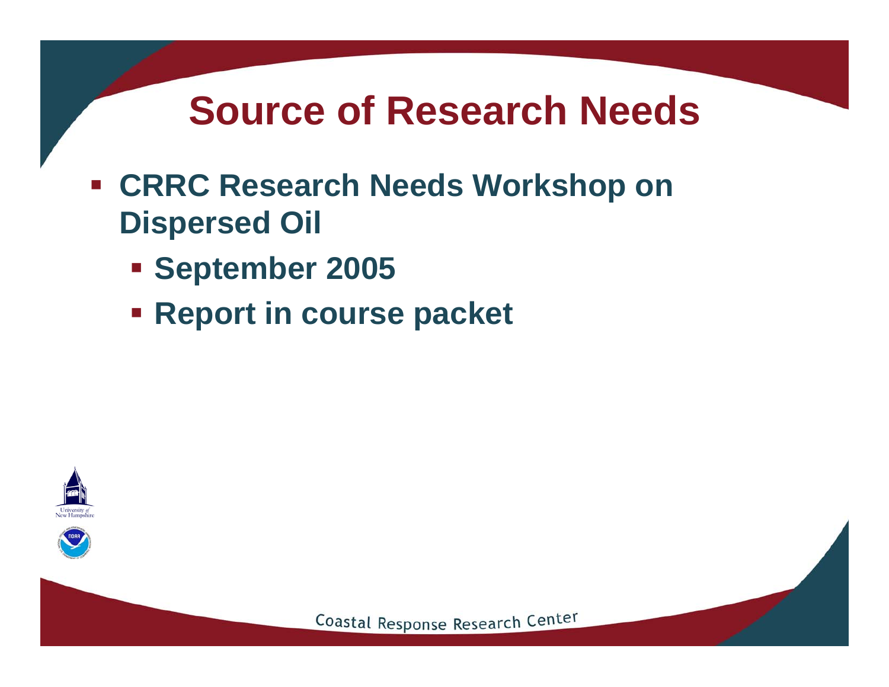# Source of Research Needs

- CRRC Research Needs Workshop on Dispersed Oil
  - September 2005
  - Report in course packet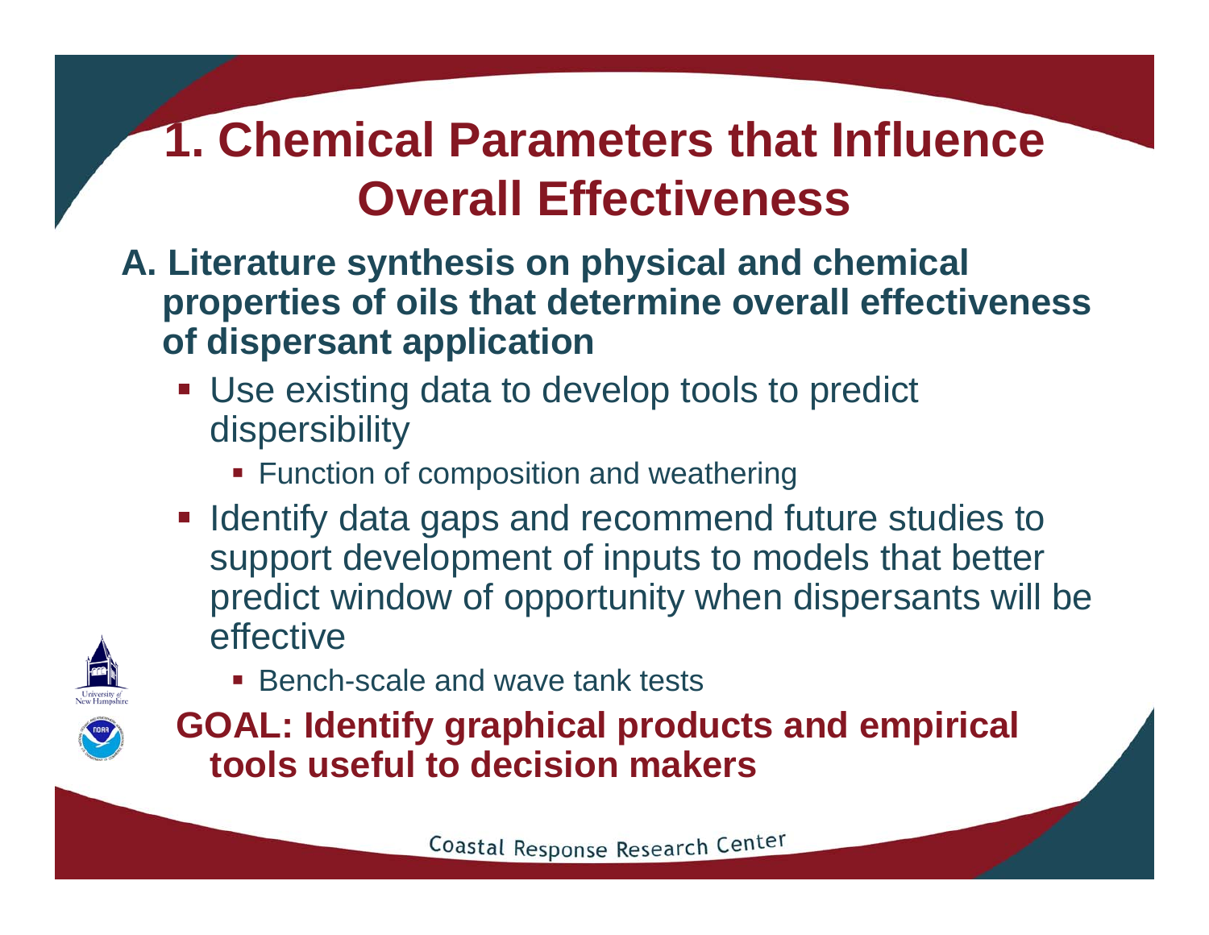# 1. Chemical Parameters that Influence Overall Effectiveness

**A. Literature synthesis on physical and chemical properties of oils that determine overall effectiveness of dispersant application**

- Use existing data to develop tools to predict dispersibility
  - Function of composition and weathering
- Identify data gaps and recommend future studies to support development of inputs to models that better predict window of opportunity when dispersants will be effective
  - Bench-scale and wave tank tests

**GOAL: Identify graphical products and empirical tools useful to decision makers**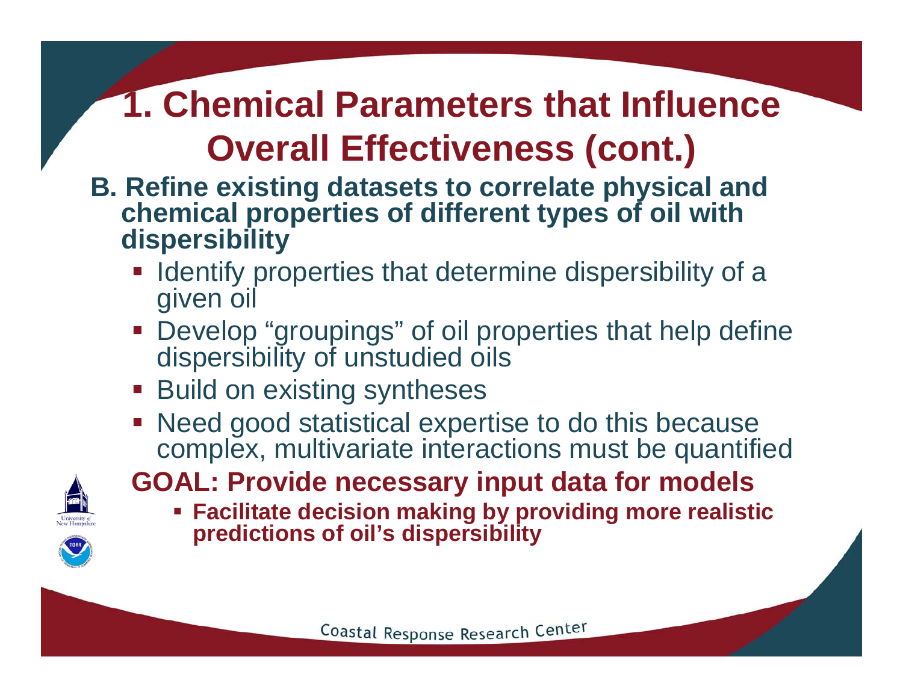# 1. Chemical Parameters that Influence Overall Effectiveness (cont.)

**B. Refine existing datasets to correlate physical and chemical properties of different types of oil with dispersibility**

- Identify properties that determine dispersibility of a given oil
- Develop "groupings" of oil properties that help define dispersibility of unstudied oils
- Build on existing syntheses
- Need good statistical expertise to do this because complex, multivariate interactions must be quantified

**GOAL: Provide necessary input data for models**

- **Facilitate decision making by providing more realistic predictions of oil's dispersibility**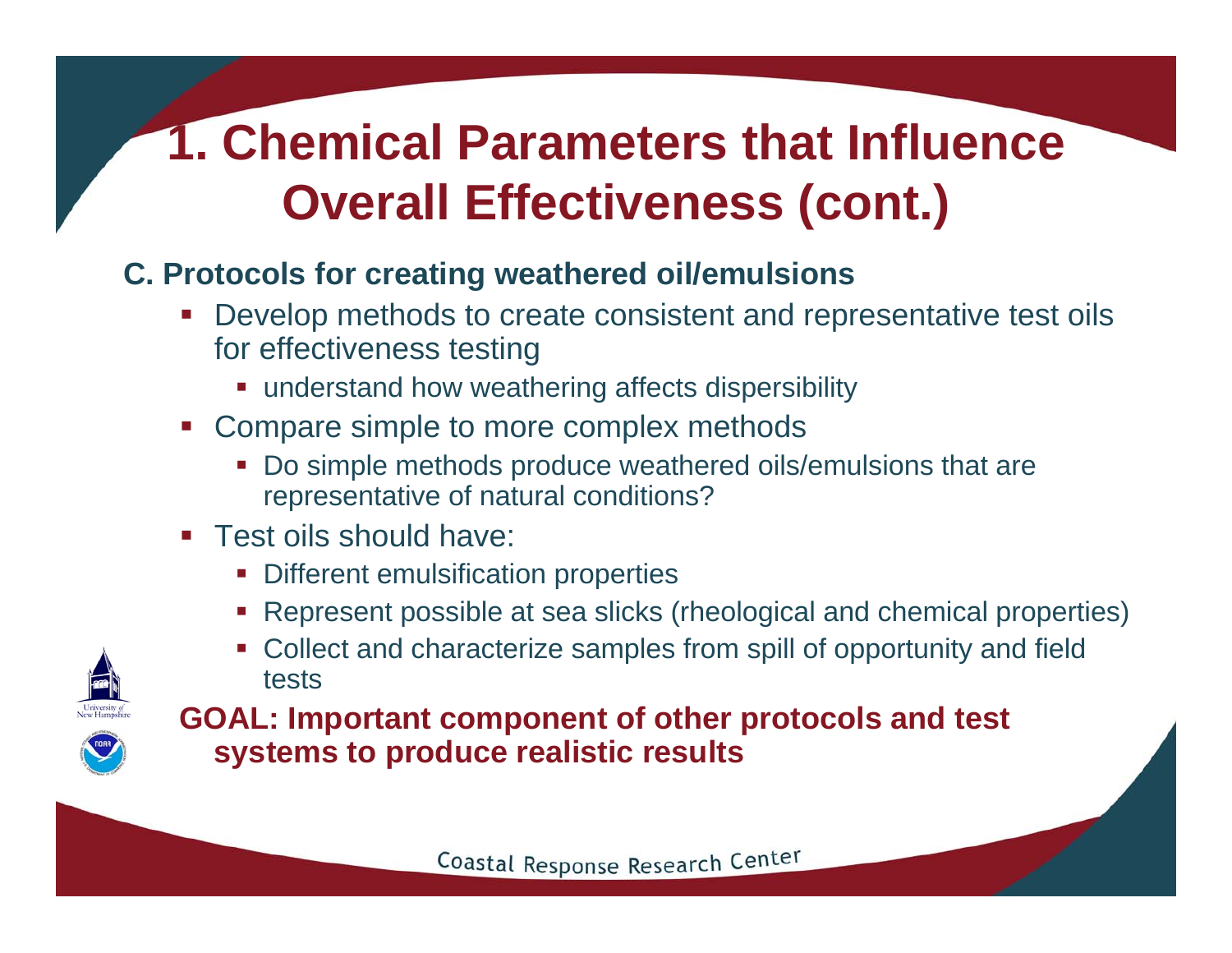# 1. Chemical Parameters that Influence Overall Effectiveness (cont.)

**C. Protocols for creating weathered oil/emulsions**

- Develop methods to create consistent and representative test oils for effectiveness testing
  - understand how weathering affects dispersibility
- Compare simple to more complex methods
  - Do simple methods produce weathered oils/emulsions that are representative of natural conditions?
- Test oils should have:
  - Different emulsification properties
  - Represent possible at sea slicks (rheological and chemical properties)
  - Collect and characterize samples from spill of opportunity and field tests

**GOAL: Important component of other protocols and test systems to produce realistic results**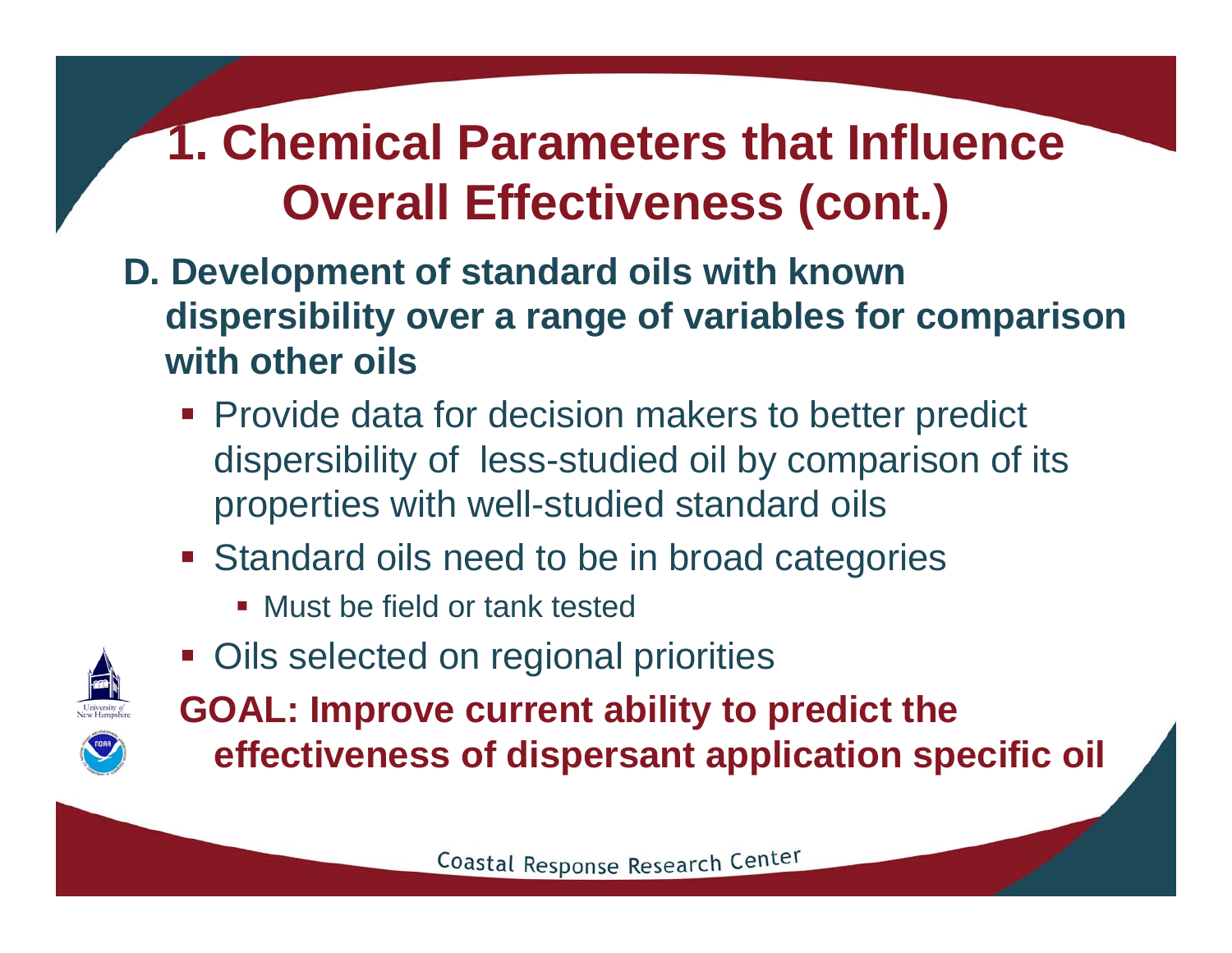# 1. Chemical Parameters that Influence Overall Effectiveness (cont.)

**D. Development of standard oils with known dispersibility over a range of variables for comparison with other oils**

- Provide data for decision makers to better predict dispersibility of less-studied oil by comparison of its properties with well-studied standard oils
- Standard oils need to be in broad categories
  - Must be field or tank tested
- Oils selected on regional priorities

**GOAL: Improve current ability to predict the effectiveness of dispersant application specific oil**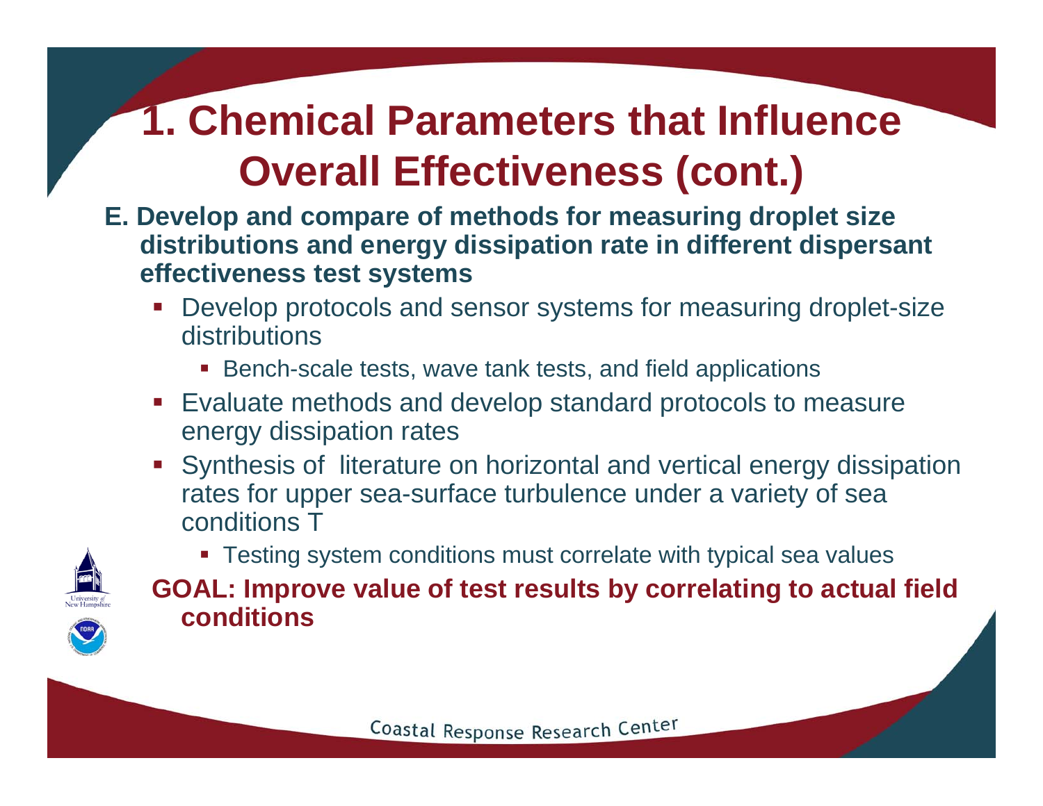# 1. Chemical Parameters that Influence Overall Effectiveness (cont.)

**E. Develop and compare of methods for measuring droplet size distributions and energy dissipation rate in different dispersant effectiveness test systems**

- Develop protocols and sensor systems for measuring droplet-size distributions
  - Bench-scale tests, wave tank tests, and field applications
- Evaluate methods and develop standard protocols to measure energy dissipation rates
- Synthesis of literature on horizontal and vertical energy dissipation rates for upper sea-surface turbulence under a variety of sea conditions T
  - Testing system conditions must correlate with typical sea values

**GOAL: Improve value of test results by correlating to actual field conditions**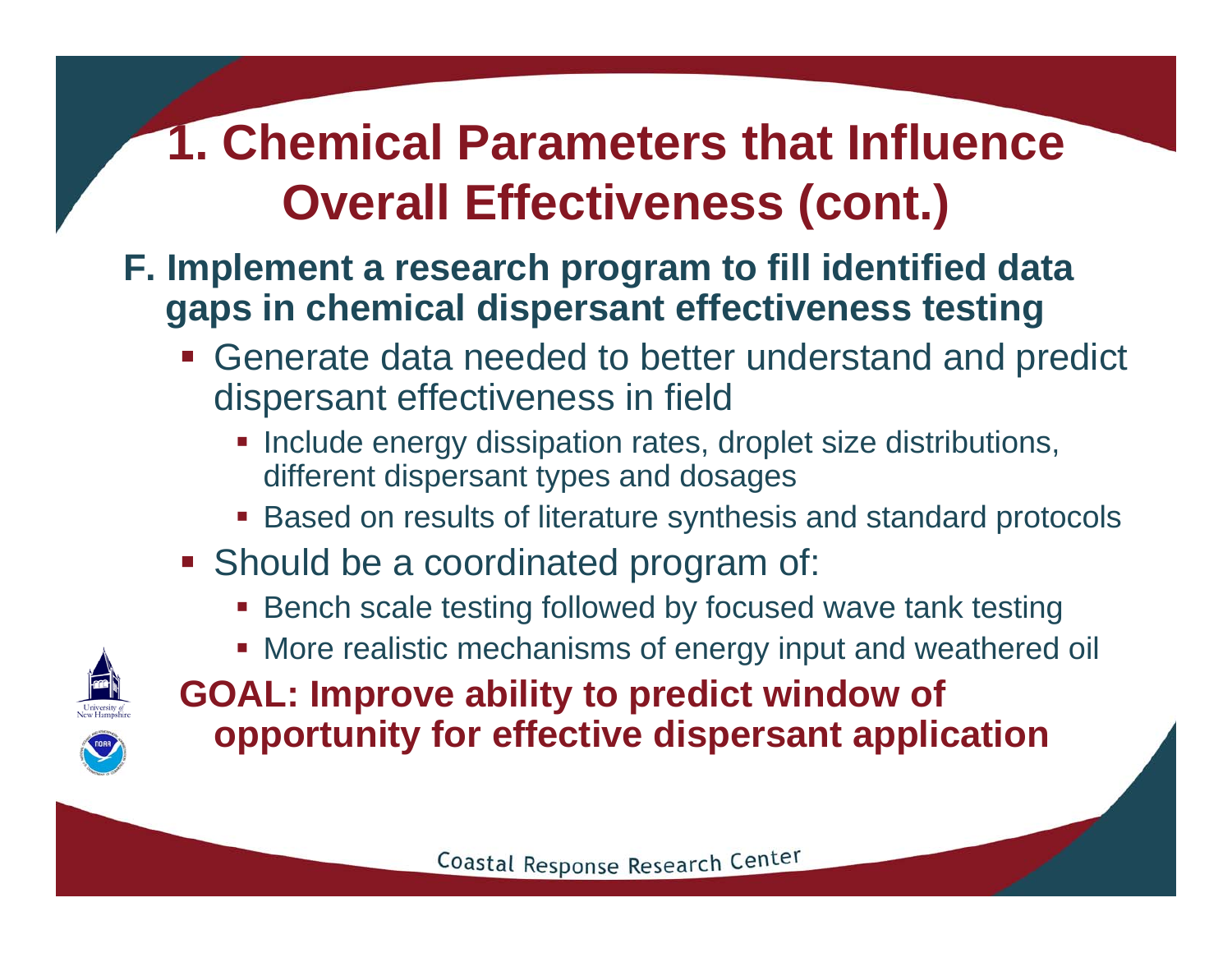# 1. Chemical Parameters that Influence Overall Effectiveness (cont.)

**F. Implement a research program to fill identified data gaps in chemical dispersant effectiveness testing**

- Generate data needed to better understand and predict dispersant effectiveness in field
  - Include energy dissipation rates, droplet size distributions, different dispersant types and dosages
  - Based on results of literature synthesis and standard protocols
- Should be a coordinated program of:
  - Bench scale testing followed by focused wave tank testing
  - More realistic mechanisms of energy input and weathered oil

**GOAL: Improve ability to predict window of opportunity for effective dispersant application**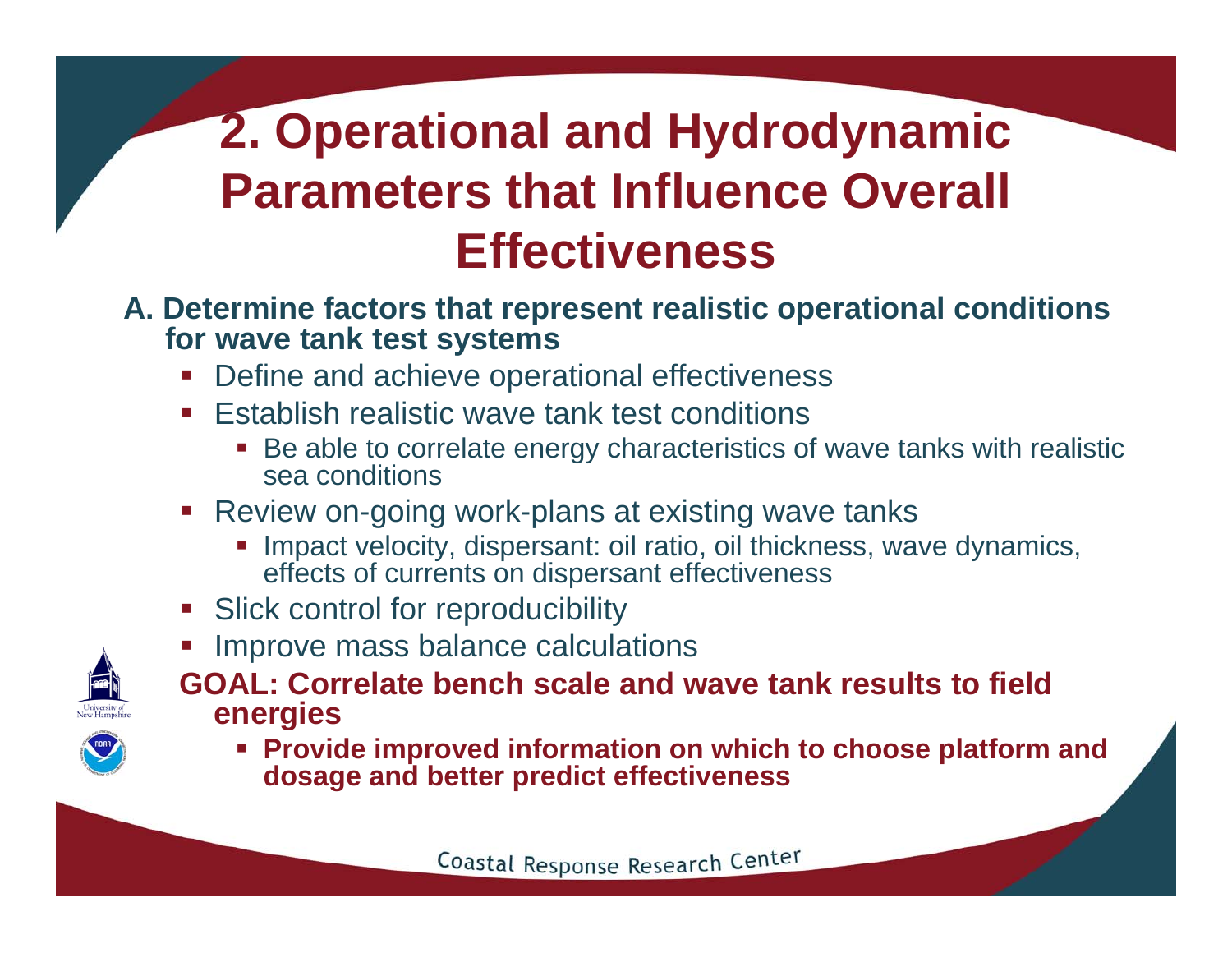# 2. Operational and Hydrodynamic Parameters that Influence Overall Effectiveness

**A. Determine factors that represent realistic operational conditions for wave tank test systems**

- Define and achieve operational effectiveness
- Establish realistic wave tank test conditions
  - Be able to correlate energy characteristics of wave tanks with realistic sea conditions
- Review on-going work-plans at existing wave tanks
  - Impact velocity, dispersant: oil ratio, oil thickness, wave dynamics, effects of currents on dispersant effectiveness
- Slick control for reproducibility
- Improve mass balance calculations

**GOAL: Correlate bench scale and wave tank results to field energies**

- **Provide improved information on which to choose platform and dosage and better predict effectiveness**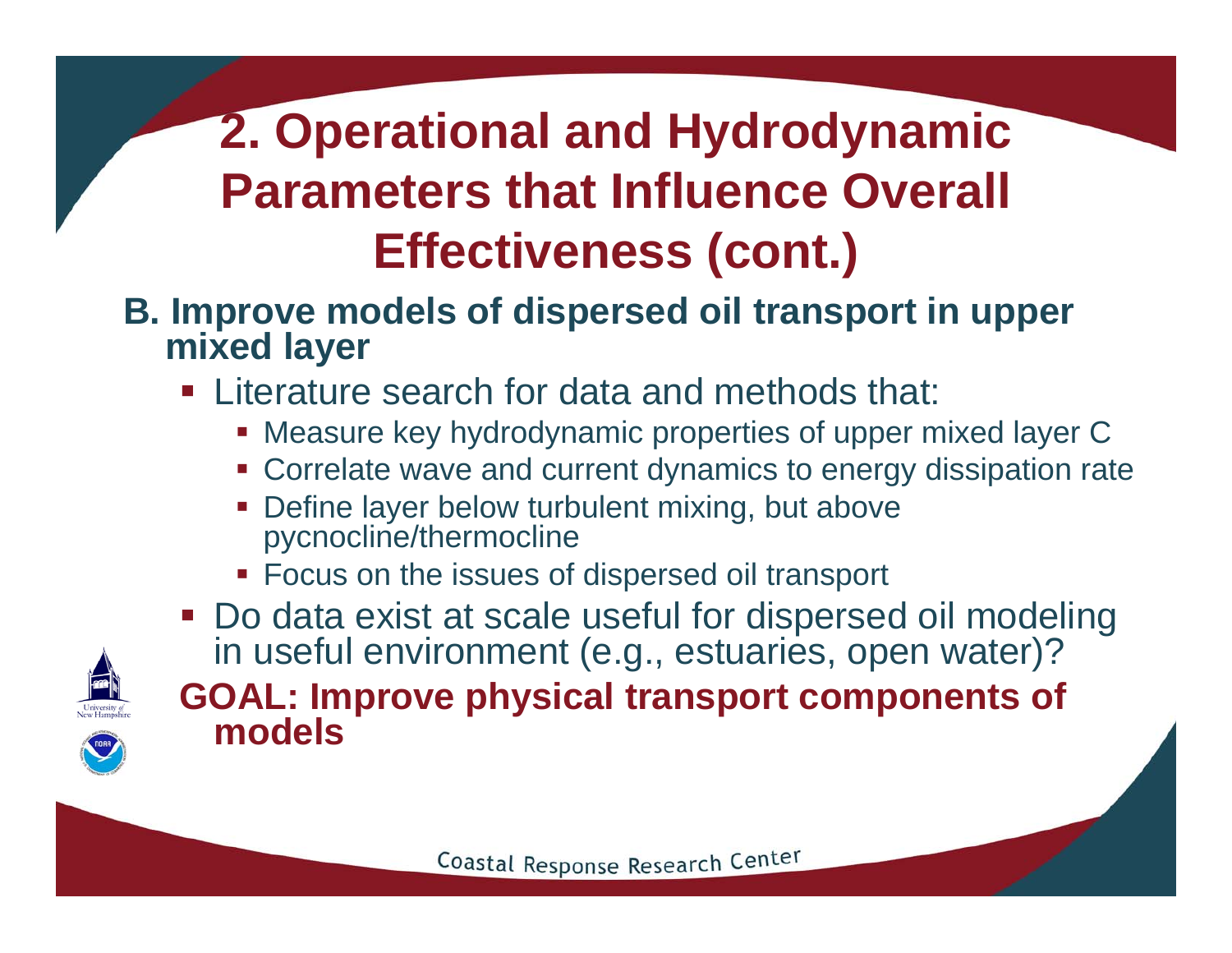# 2. Operational and Hydrodynamic Parameters that Influence Overall Effectiveness (cont.)

**B. Improve models of dispersed oil transport in upper mixed layer**

- Literature search for data and methods that:
  - Measure key hydrodynamic properties of upper mixed layer C
  - Correlate wave and current dynamics to energy dissipation rate
  - Define layer below turbulent mixing, but above pycnocline/thermocline
  - Focus on the issues of dispersed oil transport
- Do data exist at scale useful for dispersed oil modeling in useful environment (e.g., estuaries, open water)?

**GOAL: Improve physical transport components of models**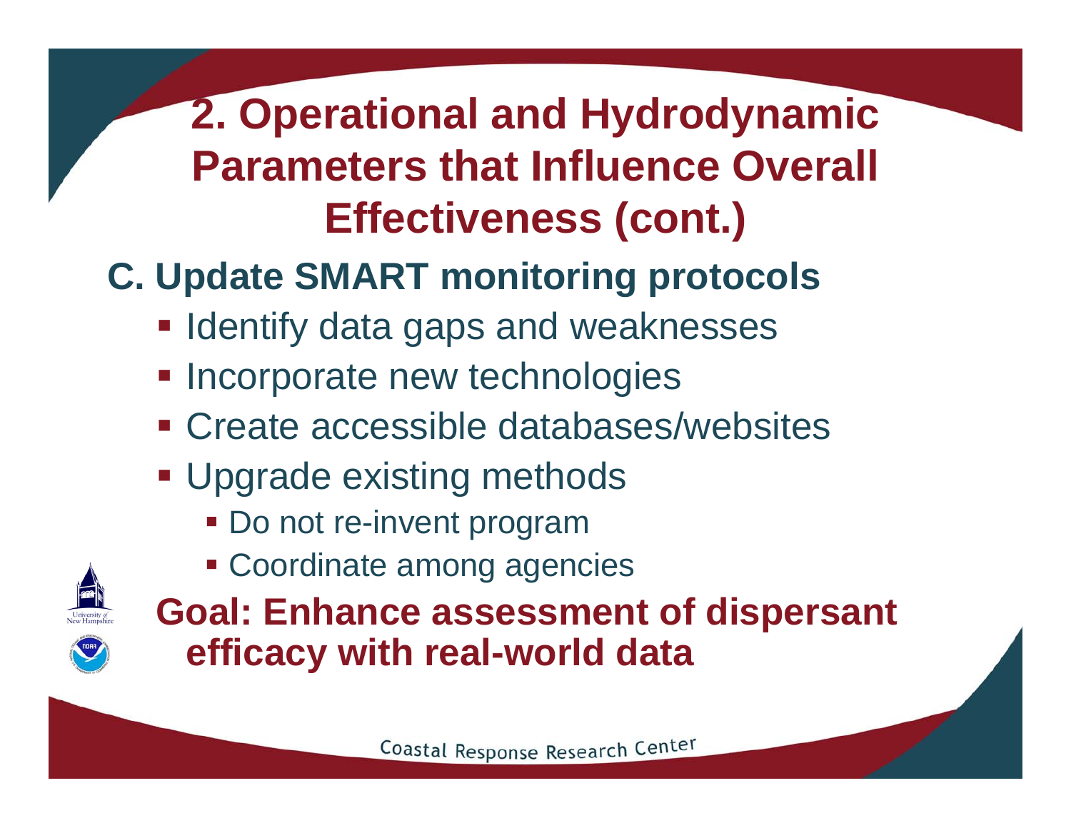# 2. Operational and Hydrodynamic Parameters that Influence Overall Effectiveness (cont.)

## C. Update SMART monitoring protocols

- Identify data gaps and weaknesses
- Incorporate new technologies
- Create accessible databases/websites
- Upgrade existing methods
  - Do not re-invent program
  - Coordinate among agencies

**Goal: Enhance assessment of dispersant efficacy with real-world data**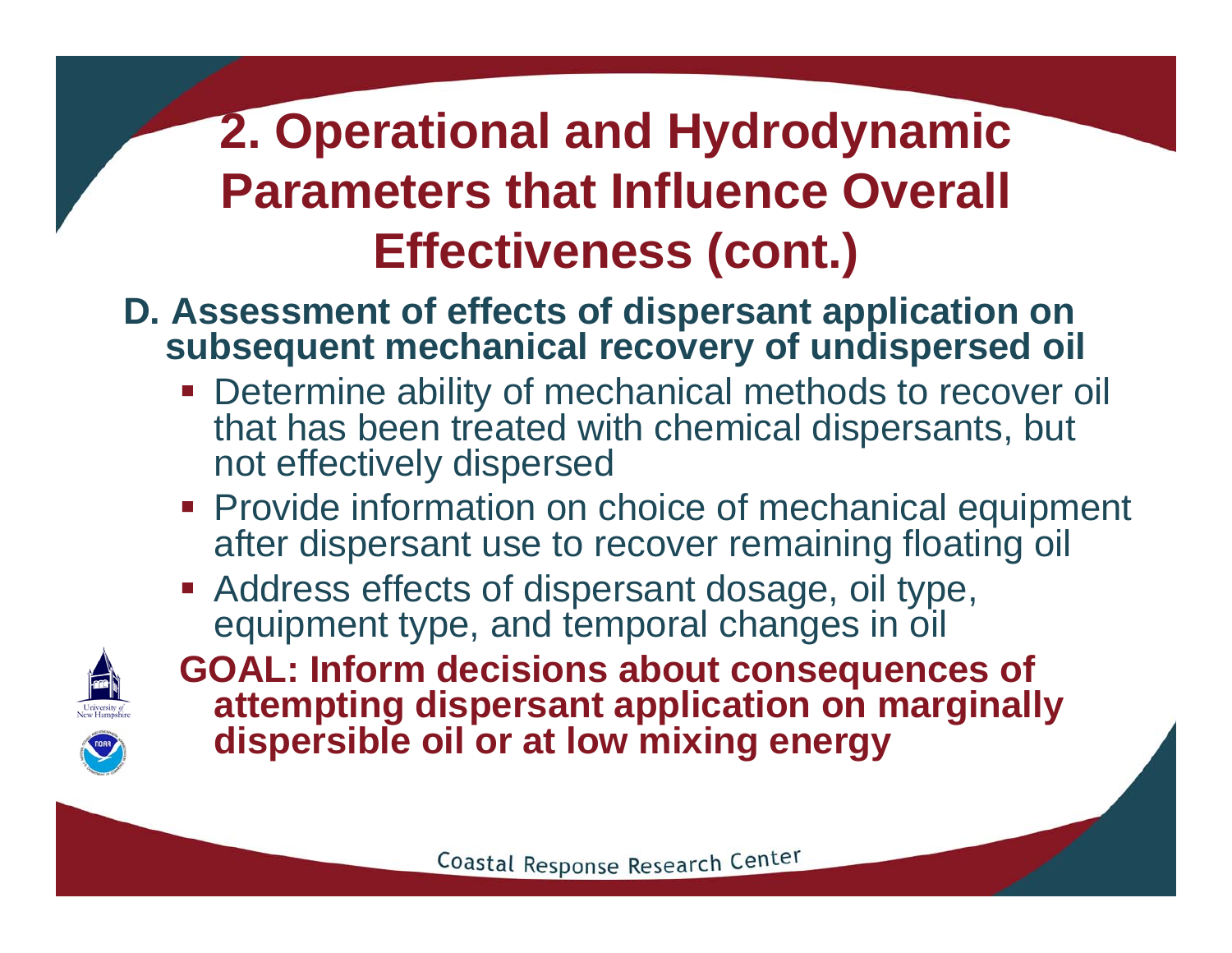# 2. Operational and Hydrodynamic Parameters that Influence Overall Effectiveness (cont.)

**D. Assessment of effects of dispersant application on subsequent mechanical recovery of undispersed oil**

- Determine ability of mechanical methods to recover oil that has been treated with chemical dispersants, but not effectively dispersed
- Provide information on choice of mechanical equipment after dispersant use to recover remaining floating oil
- Address effects of dispersant dosage, oil type, equipment type, and temporal changes in oil

**GOAL: Inform decisions about consequences of attempting dispersant application on marginally dispersible oil or at low mixing energy**

Coastal Response Research Center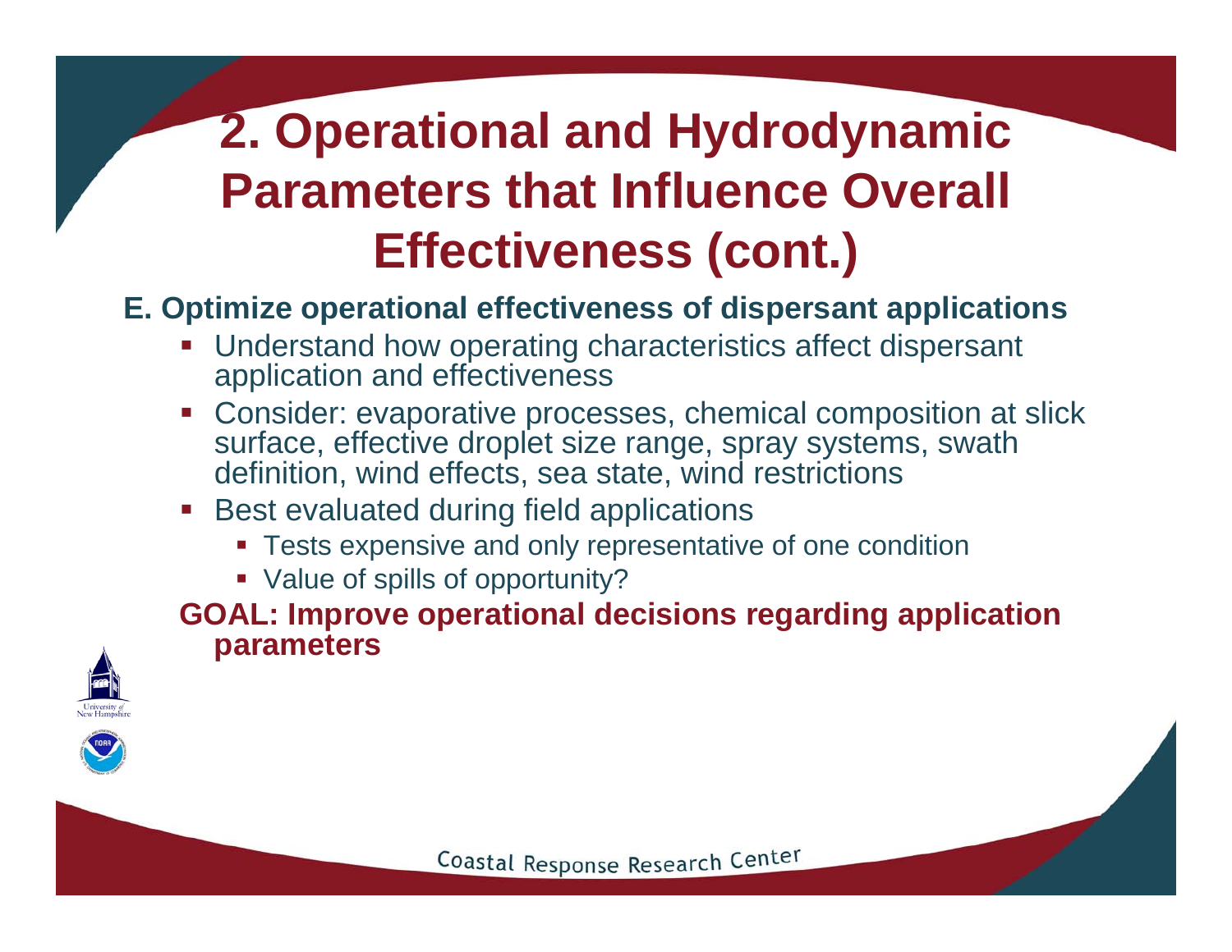# 2. Operational and Hydrodynamic Parameters that Influence Overall Effectiveness (cont.)

**E. Optimize operational effectiveness of dispersant applications**

- Understand how operating characteristics affect dispersant application and effectiveness
- Consider: evaporative processes, chemical composition at slick surface, effective droplet size range, spray systems, swath definition, wind effects, sea state, wind restrictions
- Best evaluated during field applications
  - Tests expensive and only representative of one condition
  - Value of spills of opportunity?

**GOAL: Improve operational decisions regarding application parameters**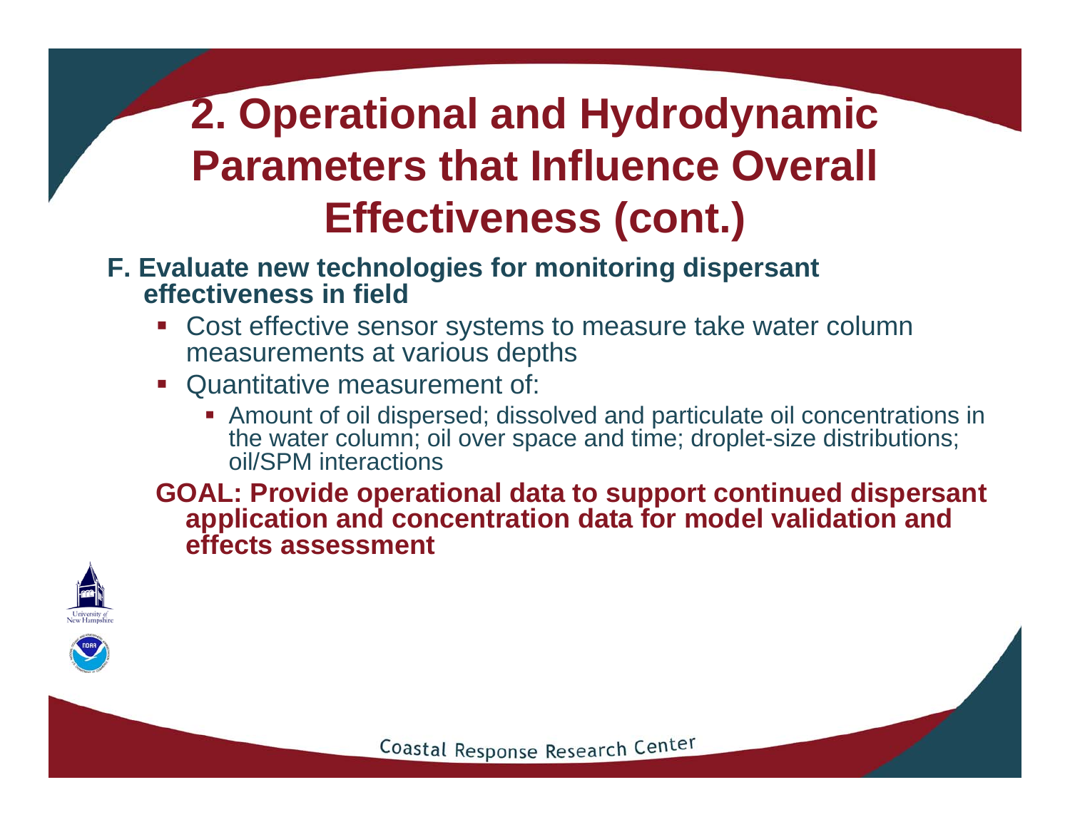# 2. Operational and Hydrodynamic Parameters that Influence Overall Effectiveness (cont.)

**F. Evaluate new technologies for monitoring dispersant effectiveness in field**

- Cost effective sensor systems to measure take water column measurements at various depths
- Quantitative measurement of:
  - Amount of oil dispersed; dissolved and particulate oil concentrations in the water column; oil over space and time; droplet-size distributions; oil/SPM interactions

**GOAL: Provide operational data to support continued dispersant application and concentration data for model validation and effects assessment**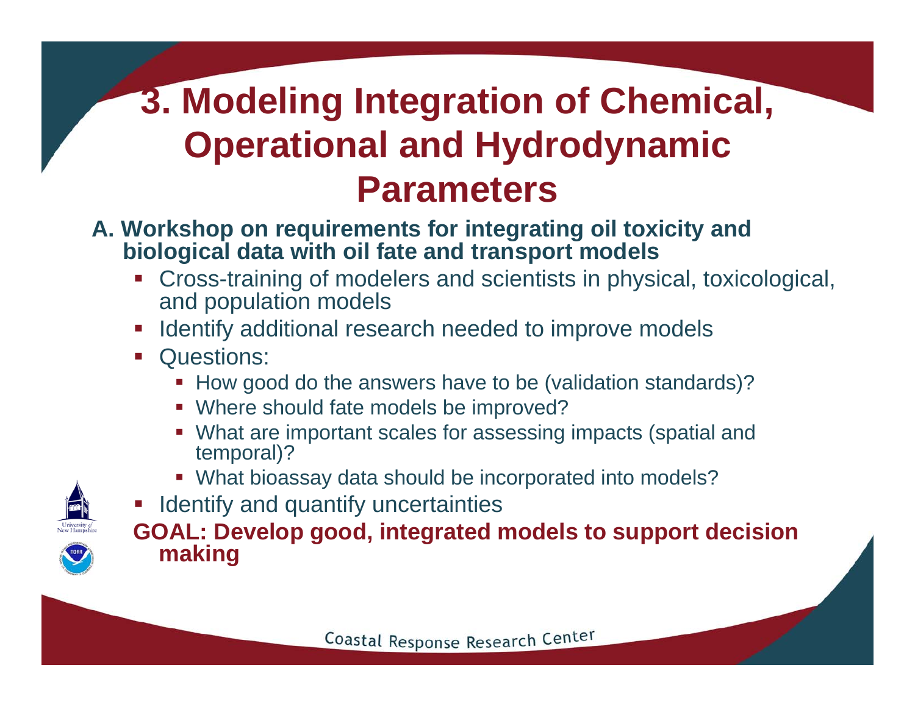# 3. Modeling Integration of Chemical, Operational and Hydrodynamic Parameters

**A. Workshop on requirements for integrating oil toxicity and biological data with oil fate and transport models**

- Cross-training of modelers and scientists in physical, toxicological, and population models
- Identify additional research needed to improve models
- Questions:
  - How good do the answers have to be (validation standards)?
  - Where should fate models be improved?
  - What are important scales for assessing impacts (spatial and temporal)?
  - What bioassay data should be incorporated into models?
- Identify and quantify uncertainties

**GOAL: Develop good, integrated models to support decision making**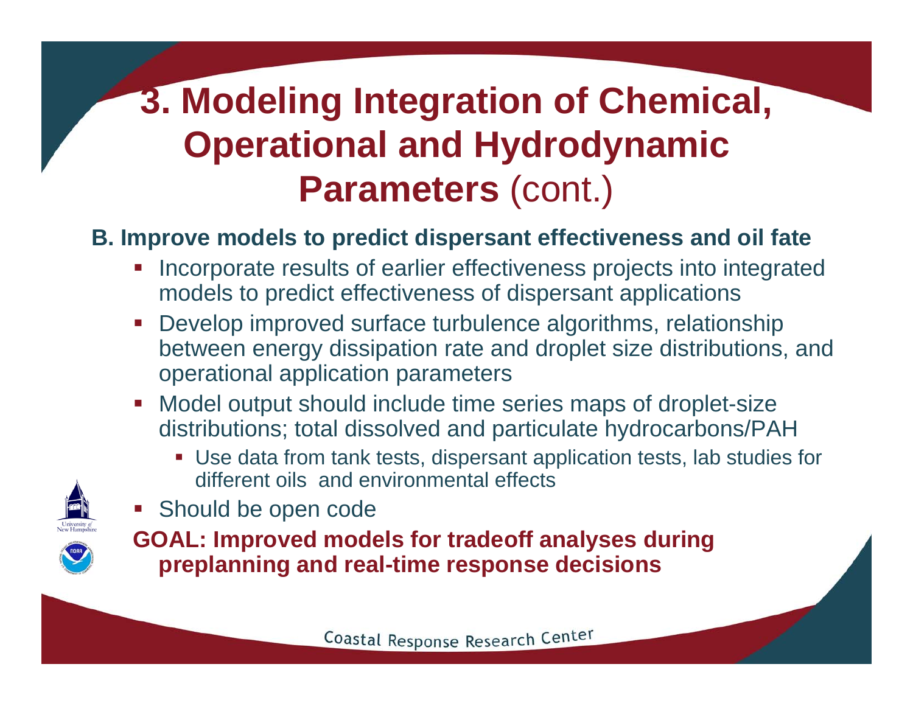# 3. Modeling Integration of Chemical, Operational and Hydrodynamic Parameters (cont.)

**B. Improve models to predict dispersant effectiveness and oil fate**

- Incorporate results of earlier effectiveness projects into integrated models to predict effectiveness of dispersant applications
- Develop improved surface turbulence algorithms, relationship between energy dissipation rate and droplet size distributions, and operational application parameters
- Model output should include time series maps of droplet-size distributions; total dissolved and particulate hydrocarbons/PAH
  - Use data from tank tests, dispersant application tests, lab studies for different oils and environmental effects
- Should be open code

**GOAL: Improved models for tradeoff analyses during preplanning and real-time response decisions**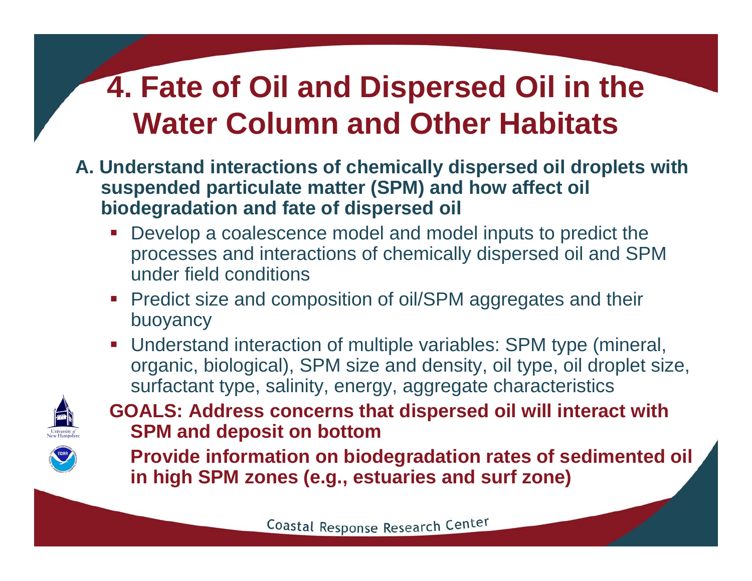# 4. Fate of Oil and Dispersed Oil in the Water Column and Other Habitats

**A. Understand interactions of chemically dispersed oil droplets with suspended particulate matter (SPM) and how affect oil biodegradation and fate of dispersed oil**

- Develop a coalescence model and model inputs to predict the processes and interactions of chemically dispersed oil and SPM under field conditions
- Predict size and composition of oil/SPM aggregates and their buoyancy
- Understand interaction of multiple variables: SPM type (mineral, organic, biological), SPM size and density, oil type, oil droplet size, surfactant type, salinity, energy, aggregate characteristics

**GOALS: Address concerns that dispersed oil will interact with SPM and deposit on bottom**

**Provide information on biodegradation rates of sedimented oil in high SPM zones (e.g., estuaries and surf zone)**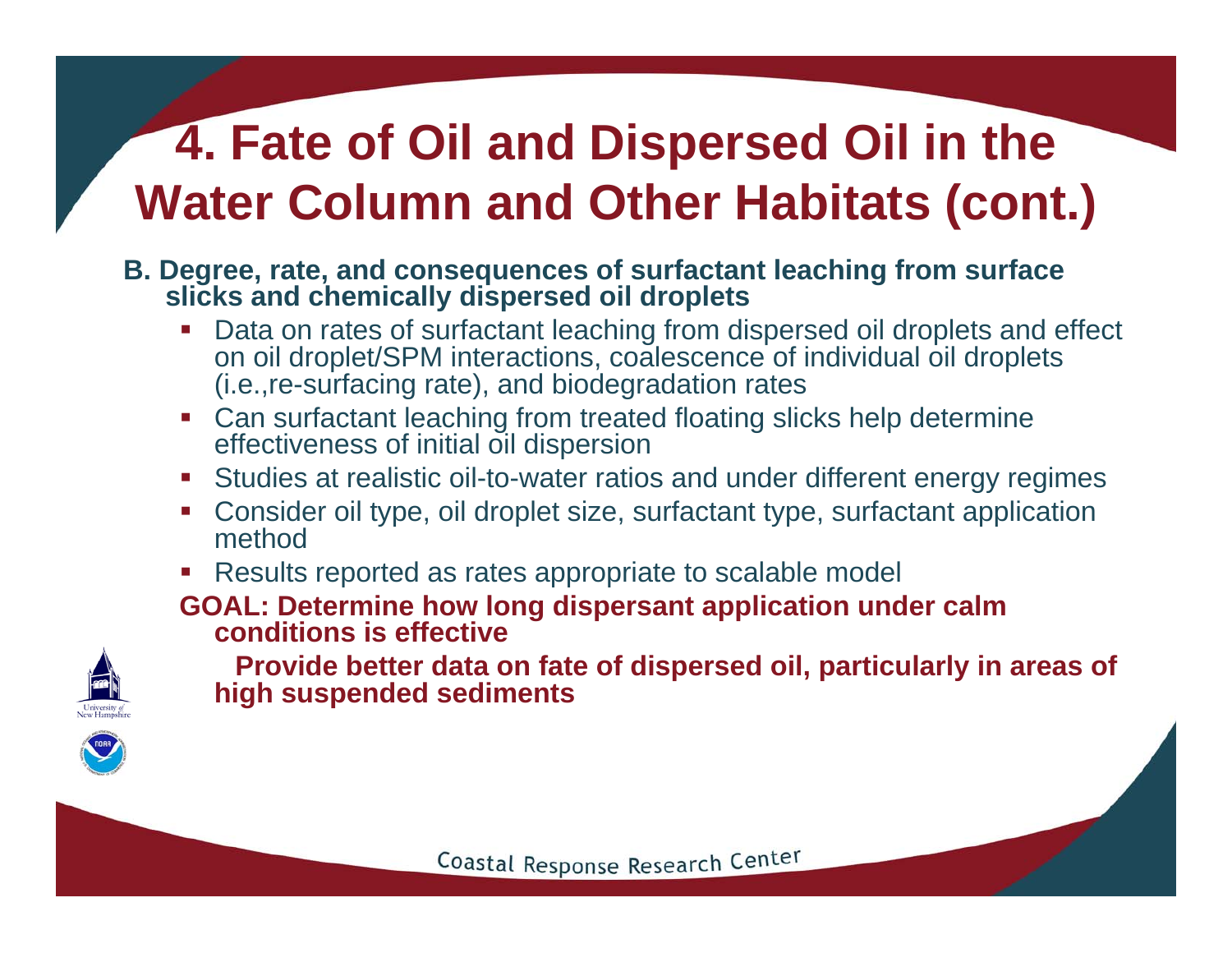# 4. Fate of Oil and Dispersed Oil in the Water Column and Other Habitats (cont.)

**B. Degree, rate, and consequences of surfactant leaching from surface slicks and chemically dispersed oil droplets**

- Data on rates of surfactant leaching from dispersed oil droplets and effect on oil droplet/SPM interactions, coalescence of individual oil droplets (i.e.,re-surfacing rate), and biodegradation rates
- Can surfactant leaching from treated floating slicks help determine effectiveness of initial oil dispersion
- Studies at realistic oil-to-water ratios and under different energy regimes
- Consider oil type, oil droplet size, surfactant type, surfactant application method
- Results reported as rates appropriate to scalable model

**GOAL: Determine how long dispersant application under calm conditions is effective**

**Provide better data on fate of dispersed oil, particularly in areas of high suspended sediments**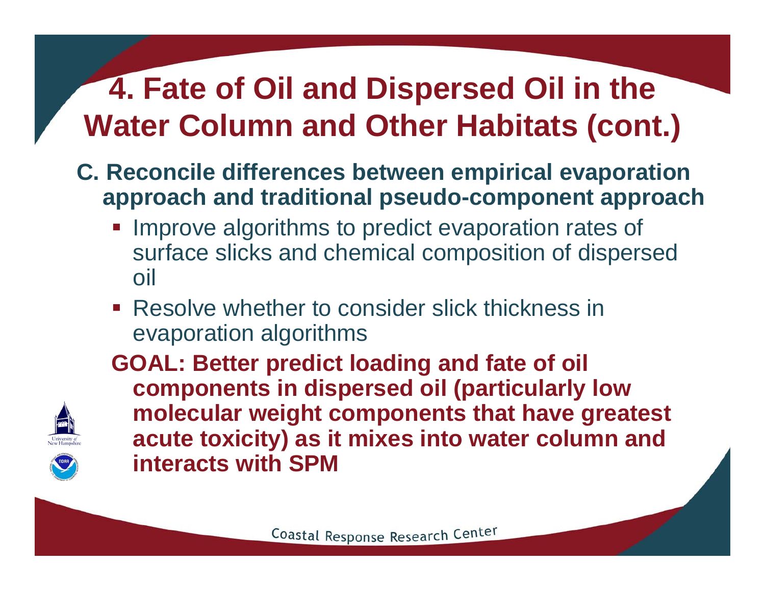# 4. Fate of Oil and Dispersed Oil in the Water Column and Other Habitats (cont.)

**C. Reconcile differences between empirical evaporation approach and traditional pseudo-component approach**

- Improve algorithms to predict evaporation rates of surface slicks and chemical composition of dispersed oil
- Resolve whether to consider slick thickness in evaporation algorithms

**GOAL: Better predict loading and fate of oil components in dispersed oil (particularly low molecular weight components that have greatest acute toxicity) as it mixes into water column and interacts with SPM**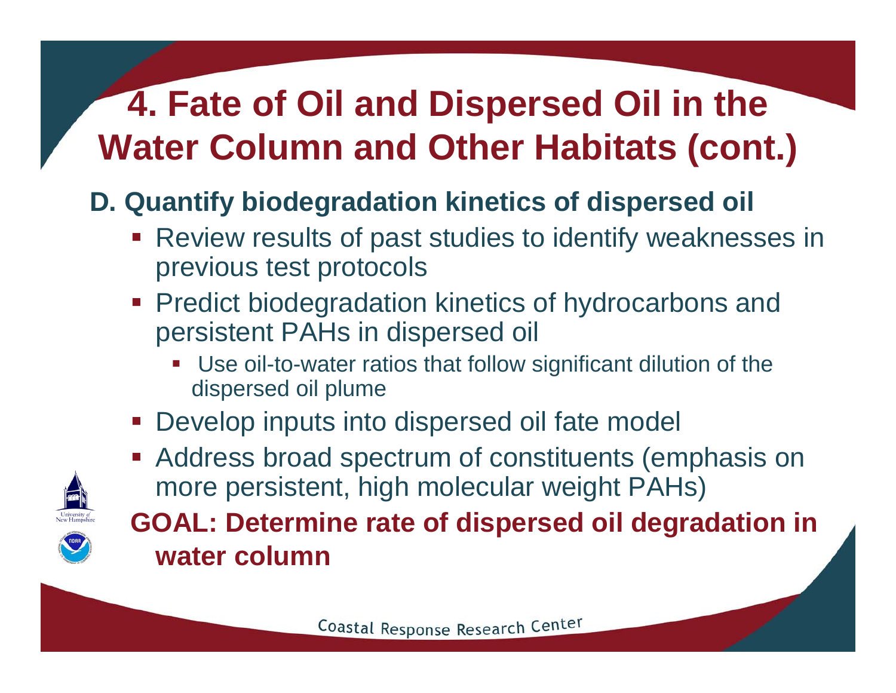# 4. Fate of Oil and Dispersed Oil in the Water Column and Other Habitats (cont.)

## D. Quantify biodegradation kinetics of dispersed oil

- Review results of past studies to identify weaknesses in previous test protocols
- Predict biodegradation kinetics of hydrocarbons and persistent PAHs in dispersed oil
  - Use oil-to-water ratios that follow significant dilution of the dispersed oil plume
- Develop inputs into dispersed oil fate model
- Address broad spectrum of constituents (emphasis on more persistent, high molecular weight PAHs)

**GOAL: Determine rate of dispersed oil degradation in water column**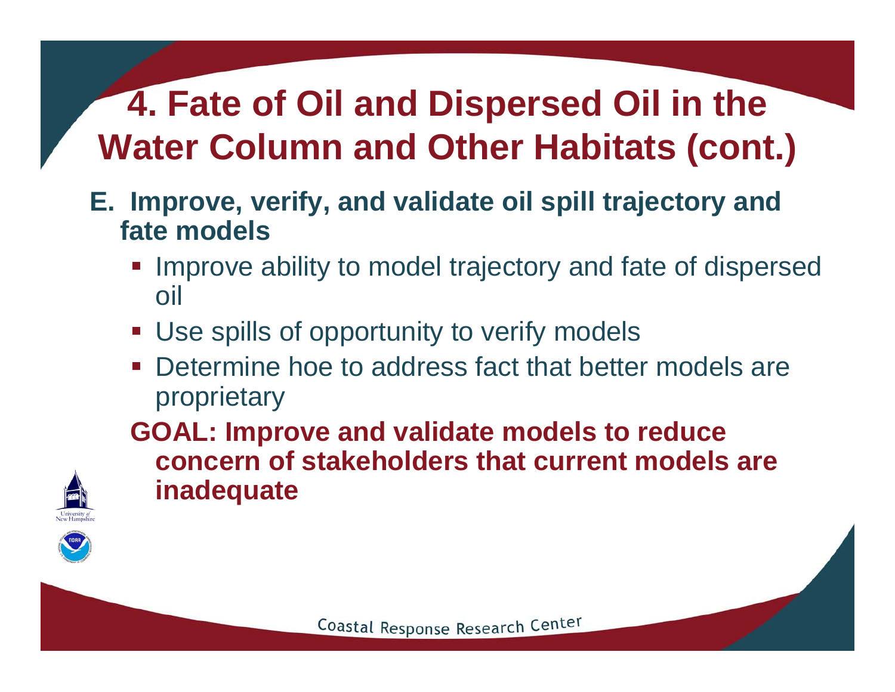# 4. Fate of Oil and Dispersed Oil in the Water Column and Other Habitats (cont.)

**E. Improve, verify, and validate oil spill trajectory and fate models**

- Improve ability to model trajectory and fate of dispersed oil
- Use spills of opportunity to verify models
- Determine hoe to address fact that better models are proprietary

**GOAL: Improve and validate models to reduce concern of stakeholders that current models are inadequate**

Coastal Response Research Center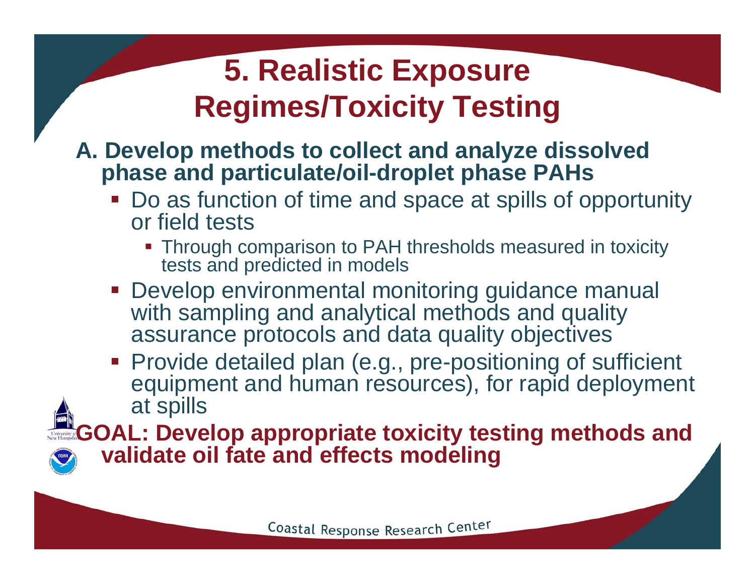# 5. Realistic Exposure Regimes/Toxicity Testing

**A. Develop methods to collect and analyze dissolved phase and particulate/oil-droplet phase PAHs**

- Do as function of time and space at spills of opportunity or field tests
  - Through comparison to PAH thresholds measured in toxicity tests and predicted in models
- Develop environmental monitoring guidance manual with sampling and analytical methods and quality assurance protocols and data quality objectives
- Provide detailed plan (e.g., pre-positioning of sufficient equipment and human resources), for rapid deployment at spills

**GOAL: Develop appropriate toxicity testing methods and validate oil fate and effects modeling**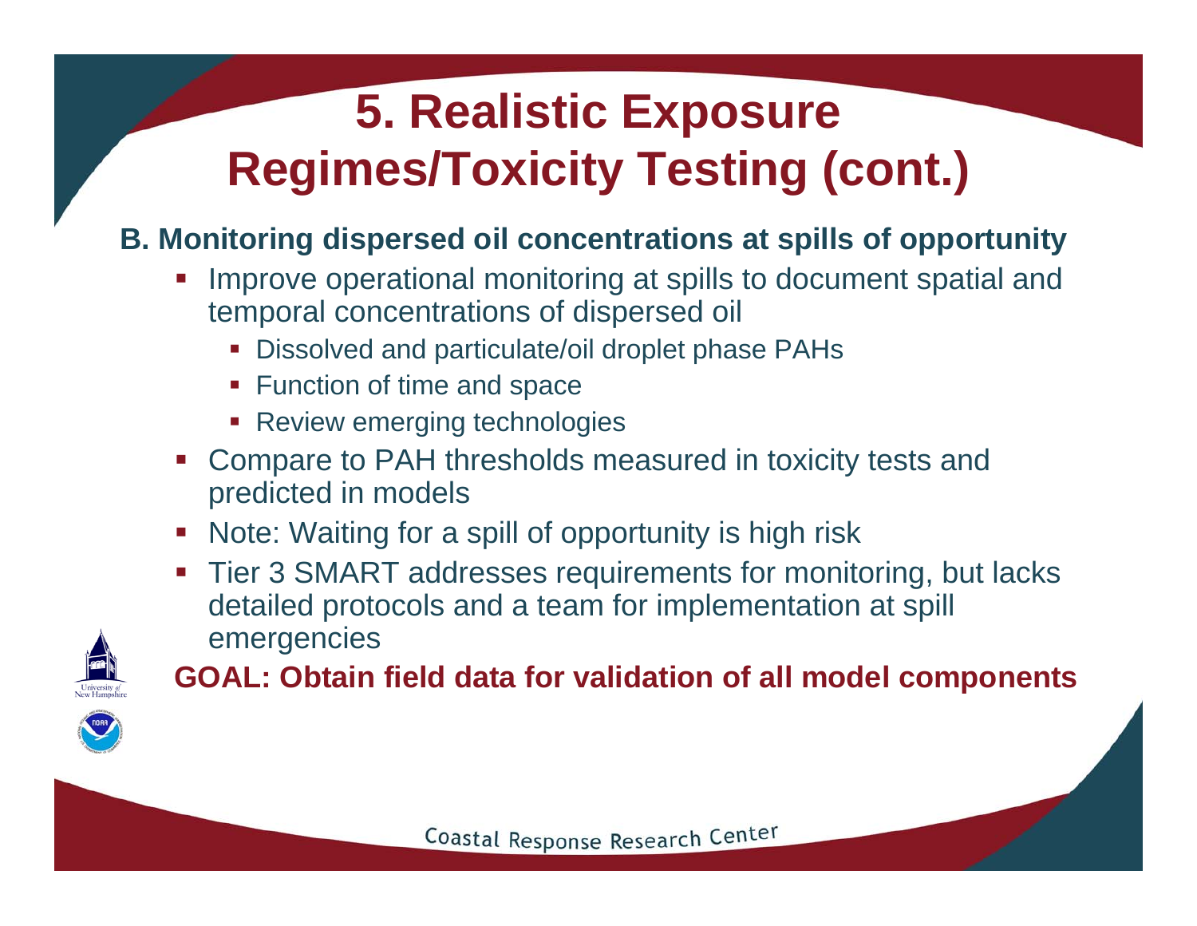# 5. Realistic Exposure Regimes/Toxicity Testing (cont.)

**B. Monitoring dispersed oil concentrations at spills of opportunity**

- Improve operational monitoring at spills to document spatial and temporal concentrations of dispersed oil
  - Dissolved and particulate/oil droplet phase PAHs
  - Function of time and space
  - Review emerging technologies
- Compare to PAH thresholds measured in toxicity tests and predicted in models
- Note: Waiting for a spill of opportunity is high risk
- Tier 3 SMART addresses requirements for monitoring, but lacks detailed protocols and a team for implementation at spill emergencies

**GOAL: Obtain field data for validation of all model components**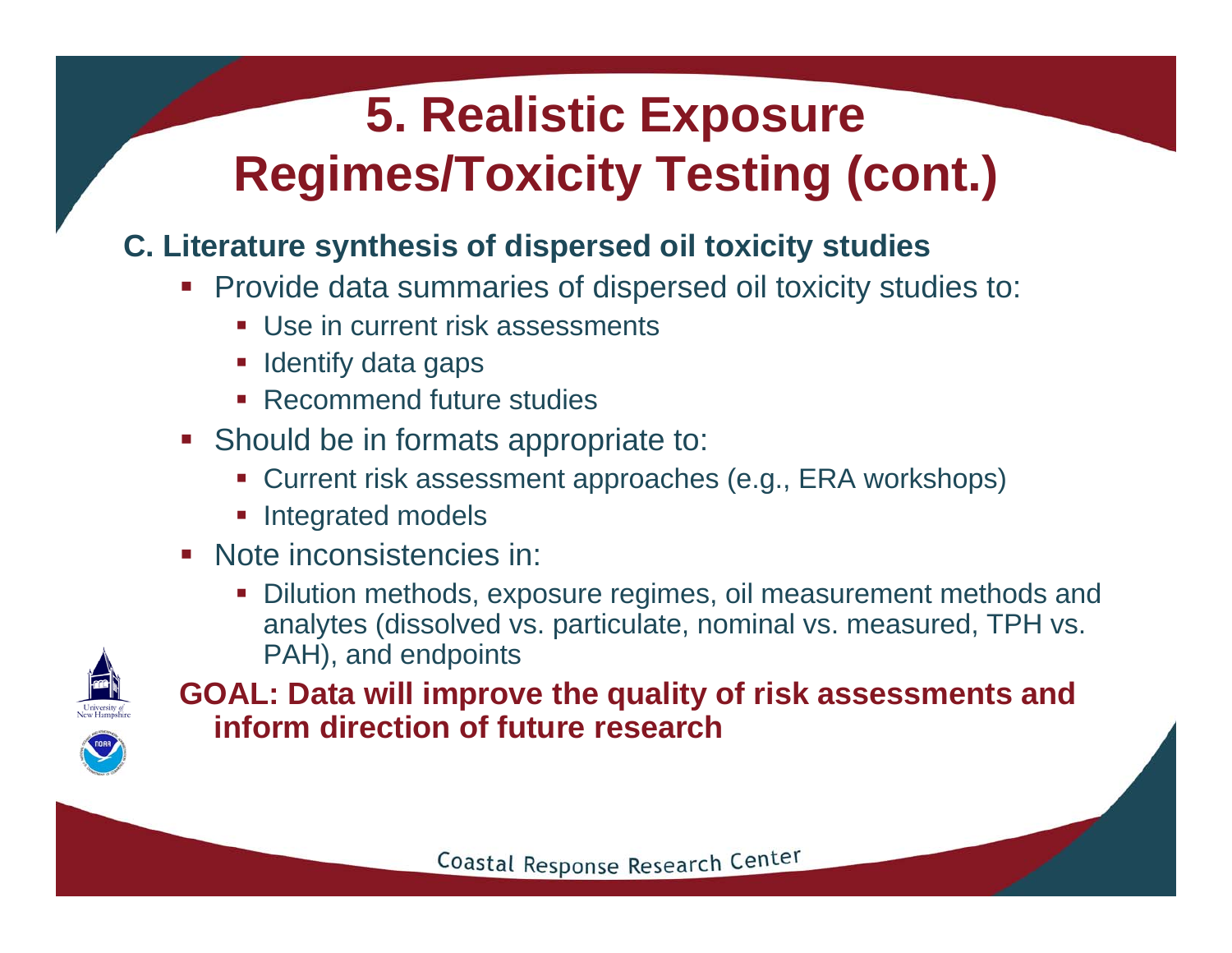# 5. Realistic Exposure Regimes/Toxicity Testing (cont.)

**C. Literature synthesis of dispersed oil toxicity studies**

- Provide data summaries of dispersed oil toxicity studies to:
  - Use in current risk assessments
  - Identify data gaps
  - Recommend future studies
- Should be in formats appropriate to:
  - Current risk assessment approaches (e.g., ERA workshops)
  - Integrated models
- Note inconsistencies in:
  - Dilution methods, exposure regimes, oil measurement methods and analytes (dissolved vs. particulate, nominal vs. measured, TPH vs. PAH), and endpoints

**GOAL: Data will improve the quality of risk assessments and inform direction of future research**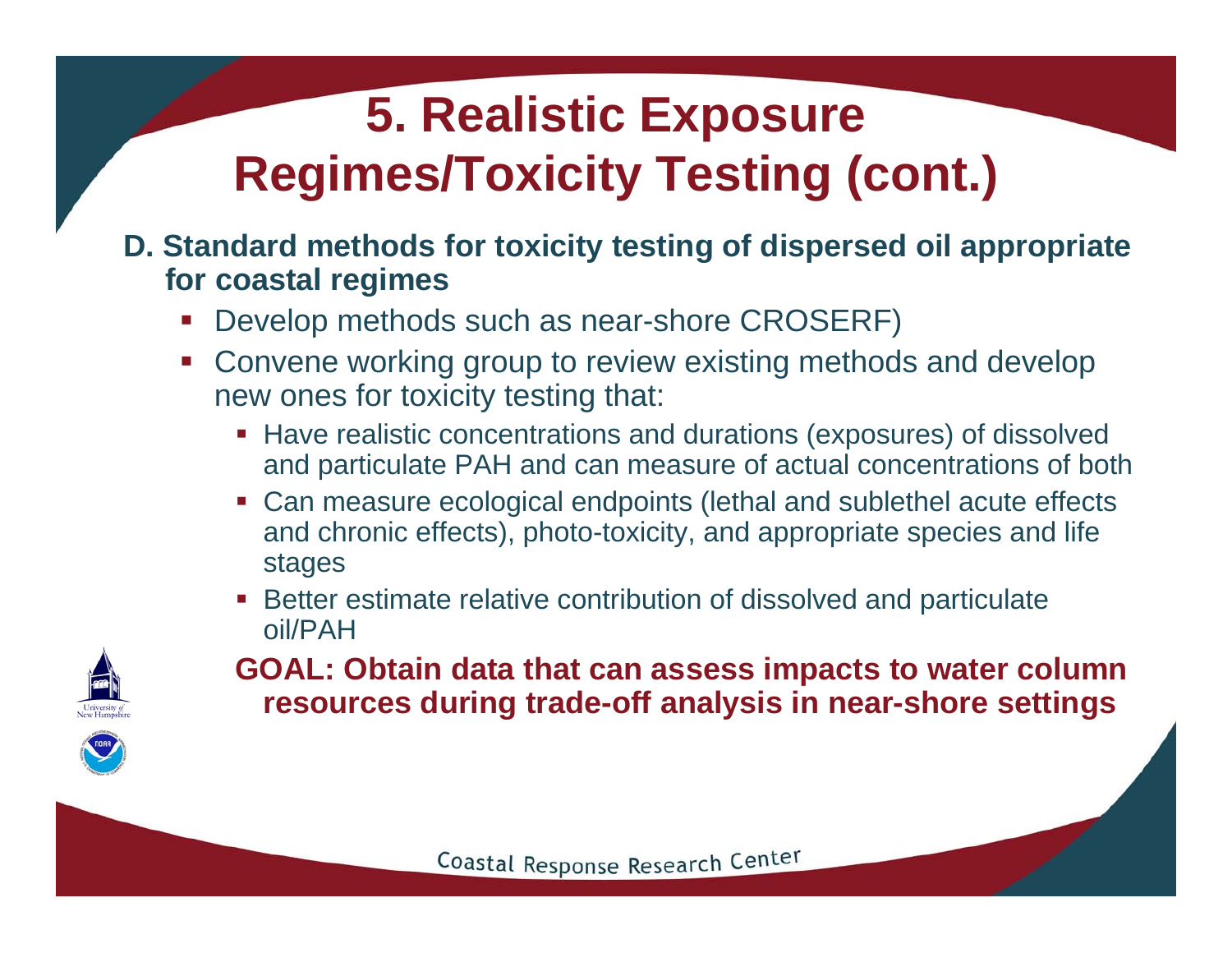# 5. Realistic Exposure Regimes/Toxicity Testing (cont.)

**D. Standard methods for toxicity testing of dispersed oil appropriate for coastal regimes**

- Develop methods such as near-shore CROSERF)
- Convene working group to review existing methods and develop new ones for toxicity testing that:
  - Have realistic concentrations and durations (exposures) of dissolved and particulate PAH and can measure of actual concentrations of both
  - Can measure ecological endpoints (lethal and sublethel acute effects and chronic effects), photo-toxicity, and appropriate species and life stages
  - Better estimate relative contribution of dissolved and particulate oil/PAH

**GOAL: Obtain data that can assess impacts to water column resources during trade-off analysis in near-shore settings**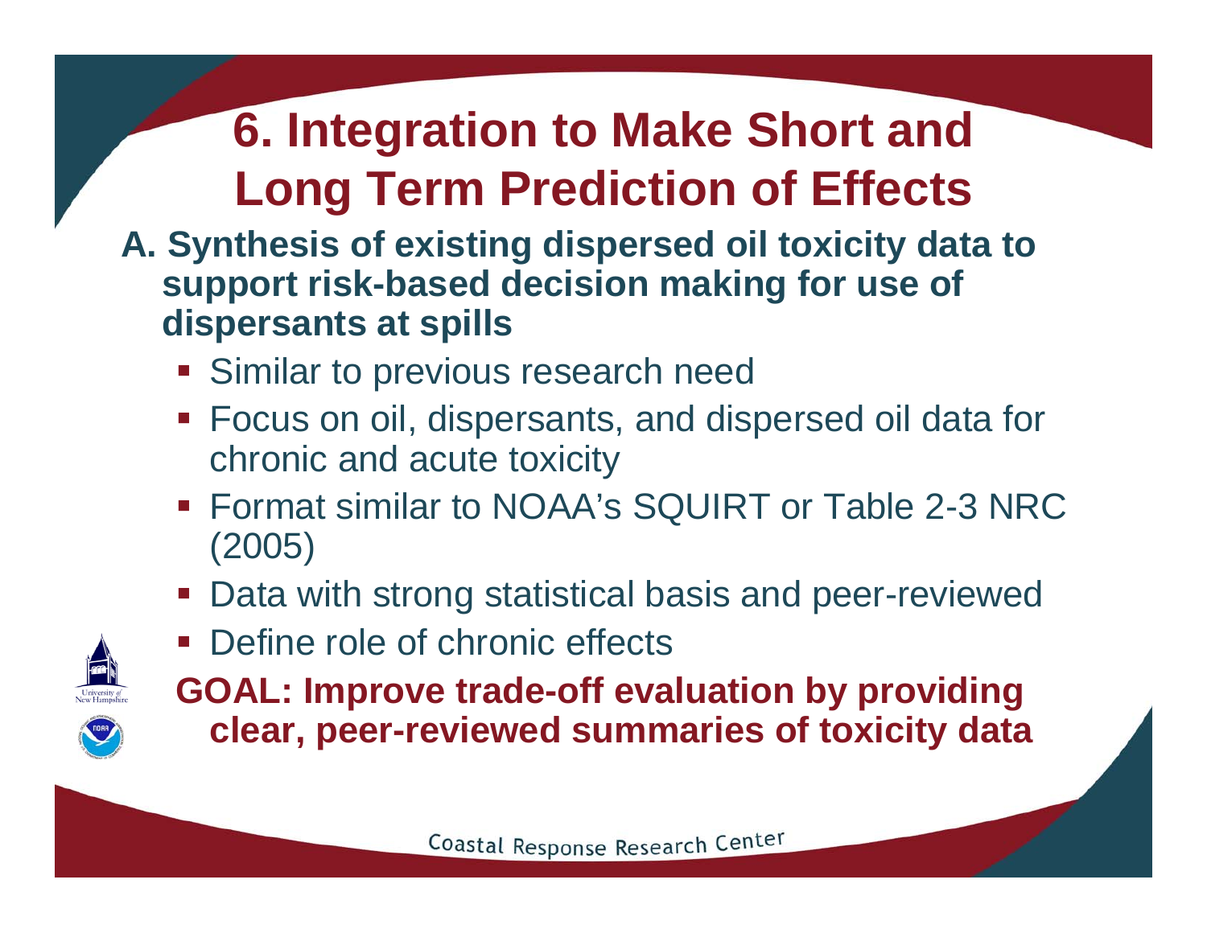# 6. Integration to Make Short and Long Term Prediction of Effects

**A. Synthesis of existing dispersed oil toxicity data to support risk-based decision making for use of dispersants at spills**

- Similar to previous research need
- Focus on oil, dispersants, and dispersed oil data for chronic and acute toxicity
- Format similar to NOAA's SQUIRT or Table 2-3 NRC (2005)
- Data with strong statistical basis and peer-reviewed
- Define role of chronic effects

**GOAL: Improve trade-off evaluation by providing clear, peer-reviewed summaries of toxicity data**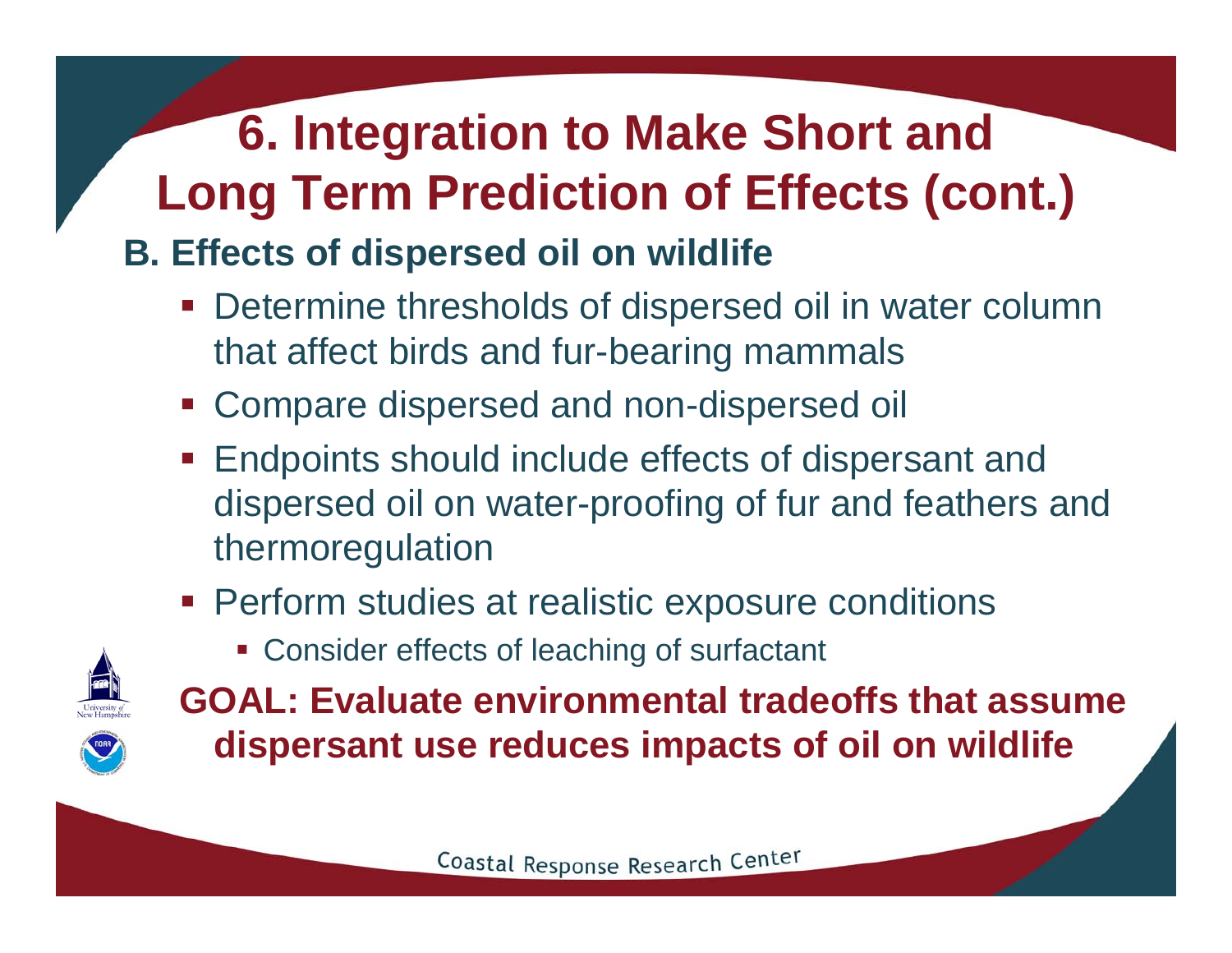# 6. Integration to Make Short and Long Term Prediction of Effects (cont.)

## B. Effects of dispersed oil on wildlife

- Determine thresholds of dispersed oil in water column that affect birds and fur-bearing mammals
- Compare dispersed and non-dispersed oil
- Endpoints should include effects of dispersant and dispersed oil on water-proofing of fur and feathers and thermoregulation
- Perform studies at realistic exposure conditions
  - Consider effects of leaching of surfactant

**GOAL: Evaluate environmental tradeoffs that assume dispersant use reduces impacts of oil on wildlife**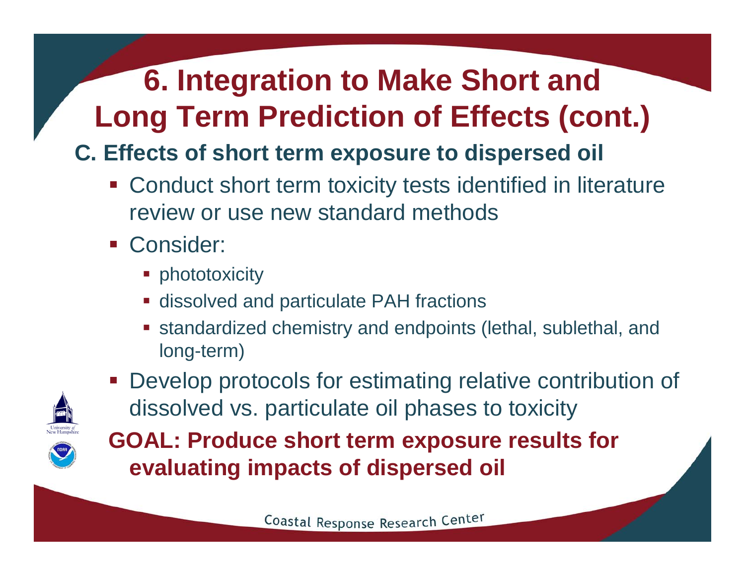# 6. Integration to Make Short and Long Term Prediction of Effects (cont.)

## C. Effects of short term exposure to dispersed oil

- Conduct short term toxicity tests identified in literature review or use new standard methods
- Consider:
  - phototoxicity
  - dissolved and particulate PAH fractions
  - standardized chemistry and endpoints (lethal, sublethal, and long-term)
- Develop protocols for estimating relative contribution of dissolved vs. particulate oil phases to toxicity

**GOAL: Produce short term exposure results for evaluating impacts of dispersed oil**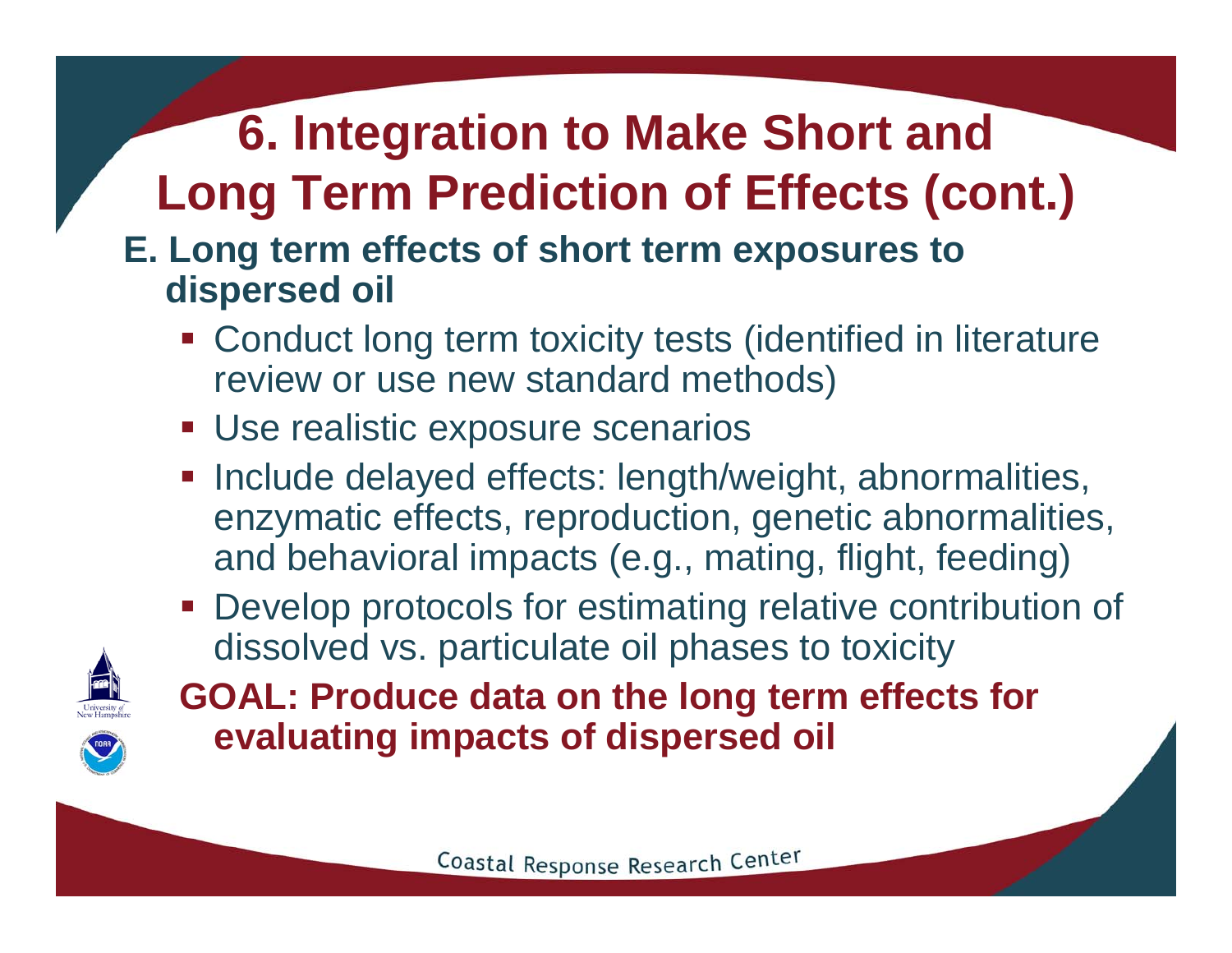# 6. Integration to Make Short and Long Term Prediction of Effects (cont.)

**E. Long term effects of short term exposures to dispersed oil**

- Conduct long term toxicity tests (identified in literature review or use new standard methods)
- Use realistic exposure scenarios
- Include delayed effects: length/weight, abnormalities, enzymatic effects, reproduction, genetic abnormalities, and behavioral impacts (e.g., mating, flight, feeding)
- Develop protocols for estimating relative contribution of dissolved vs. particulate oil phases to toxicity

**GOAL: Produce data on the long term effects for evaluating impacts of dispersed oil**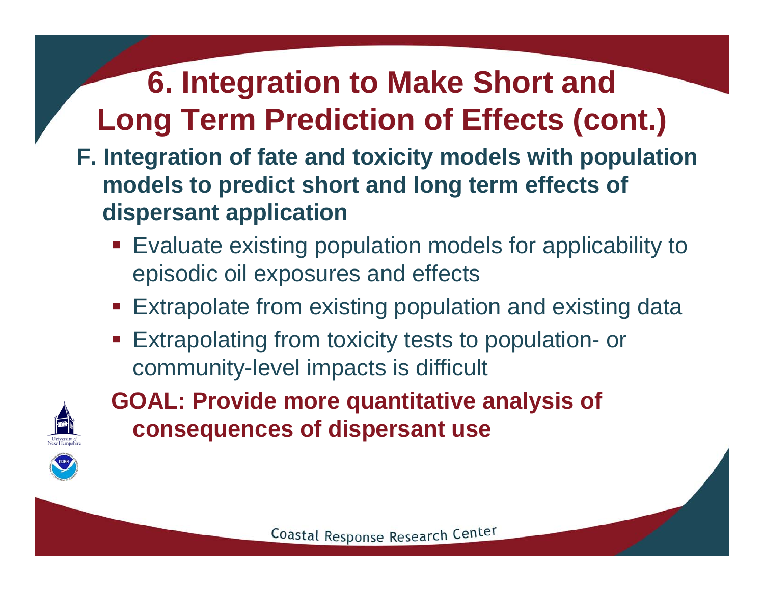# 6. Integration to Make Short and Long Term Prediction of Effects (cont.)

**F. Integration of fate and toxicity models with population models to predict short and long term effects of dispersant application**

- Evaluate existing population models for applicability to episodic oil exposures and effects
- Extrapolate from existing population and existing data
- Extrapolating from toxicity tests to population- or community-level impacts is difficult

**GOAL: Provide more quantitative analysis of consequences of dispersant use**